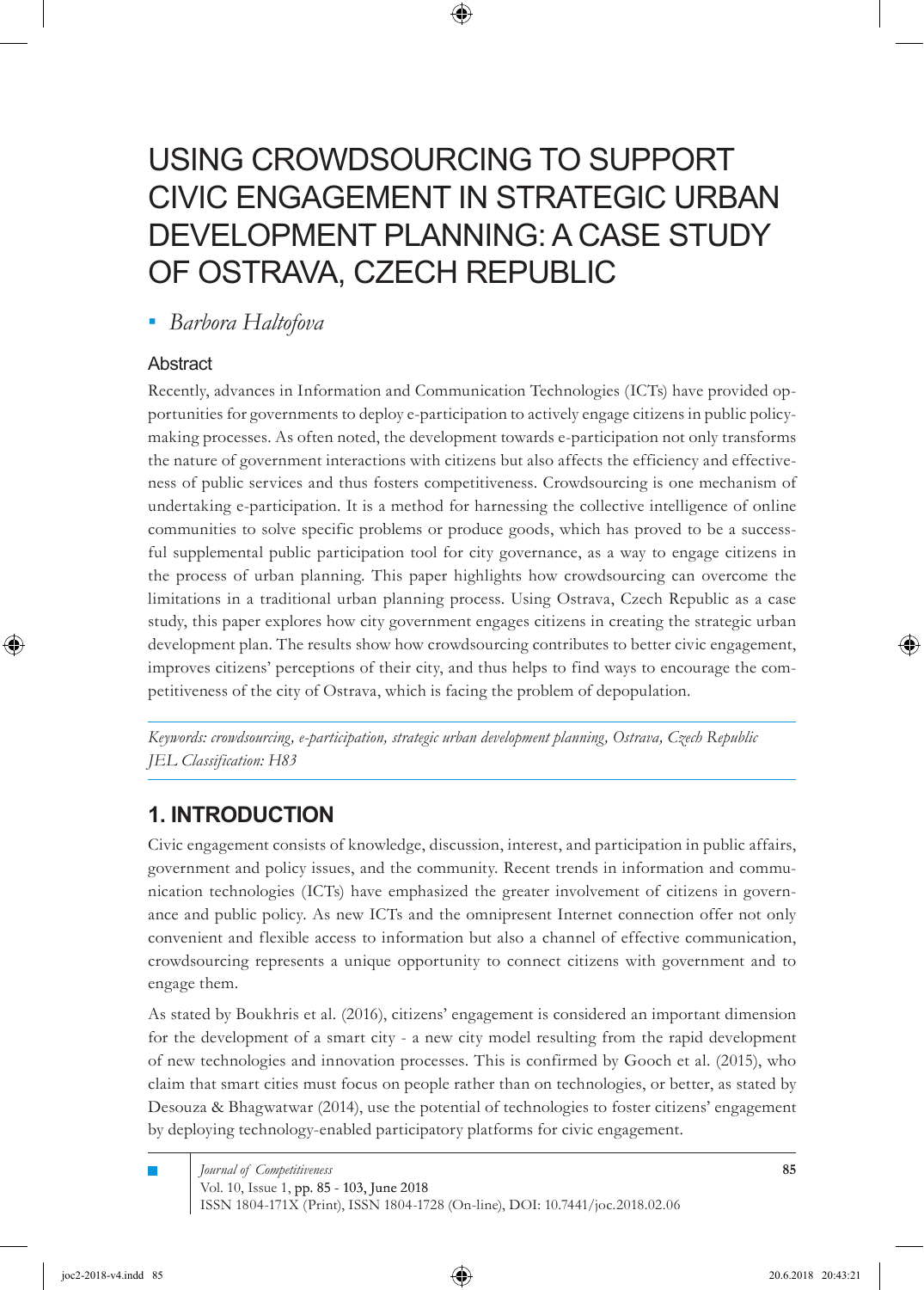# USING CROWDSOURCING TO SUPPORT CIVIC ENGAGEMENT IN STRATEGIC URBAN DEVELOPMENT PLANNING: A CASE STUDY OF OSTRAVA, CZECH REPUBLIC

▪ *Barbora Haltofova*

## Abstract

Recently, advances in Information and Communication Technologies (ICTs) have provided opportunities for governments to deploy e-participation to actively engage citizens in public policy-making processes. As often noted, the development towards e-participation not only transforms the nature of government interactions with citizens but also affects the efficiency and effectiveness of public services and thus fosters competitiveness. Crowdsourcing is one mechanism of undertaking e-participation. It is a method for harnessing the collective intelligence of online communities to solve specific problems or produce goods, which has proved to be a successful supplemental public participation tool for city governance, as a way to engage citizens in the process of urban planning. This paper highlights how crowdsourcing can overcome the limitations in a traditional urban planning process. Using Ostrava, Czech Republic as a case study, this paper explores how city government engages citizens in creating the strategic urban development plan. The results show how crowdsourcing contributes to better civic engagement, improves citizens' perceptions of their city, and thus helps to find ways to encourage the competitiveness of the city of Ostrava, which is facing the problem of depopulation.

*Keywords: crowdsourcing, e-participation, strategic urban development planning, Ostrava, Czech Republic*
*JEL Classification: H83*

## 1. INTRODUCTION

Civic engagement consists of knowledge, discussion, interest, and participation in public affairs, government and policy issues, and the community. Recent trends in information and communication technologies (ICTs) have emphasized the greater involvement of citizens in governance and public policy. As new ICTs and the omnipresent Internet connection offer not only convenient and flexible access to information but also a channel of effective communication, crowdsourcing represents a unique opportunity to connect citizens with government and to engage them.

As stated by Boukhris et al. (2016), citizens' engagement is considered an important dimension for the development of a smart city - a new city model resulting from the rapid development of new technologies and innovation processes. This is confirmed by Gooch et al. (2015), who claim that smart cities must focus on people rather than on technologies, or better, as stated by Desouza & Bhagwatwar (2014), use the potential of technologies to foster citizens' engagement by deploying technology-enabled participatory platforms for civic engagement.

*Journal of Competitiveness*
Vol. 10, Issue 1, pp. 85 - 103, June 2018
ISSN 1804-171X (Print), ISSN 1804-1728 (On-line), DOI: 10.7441/joc.2018.02.06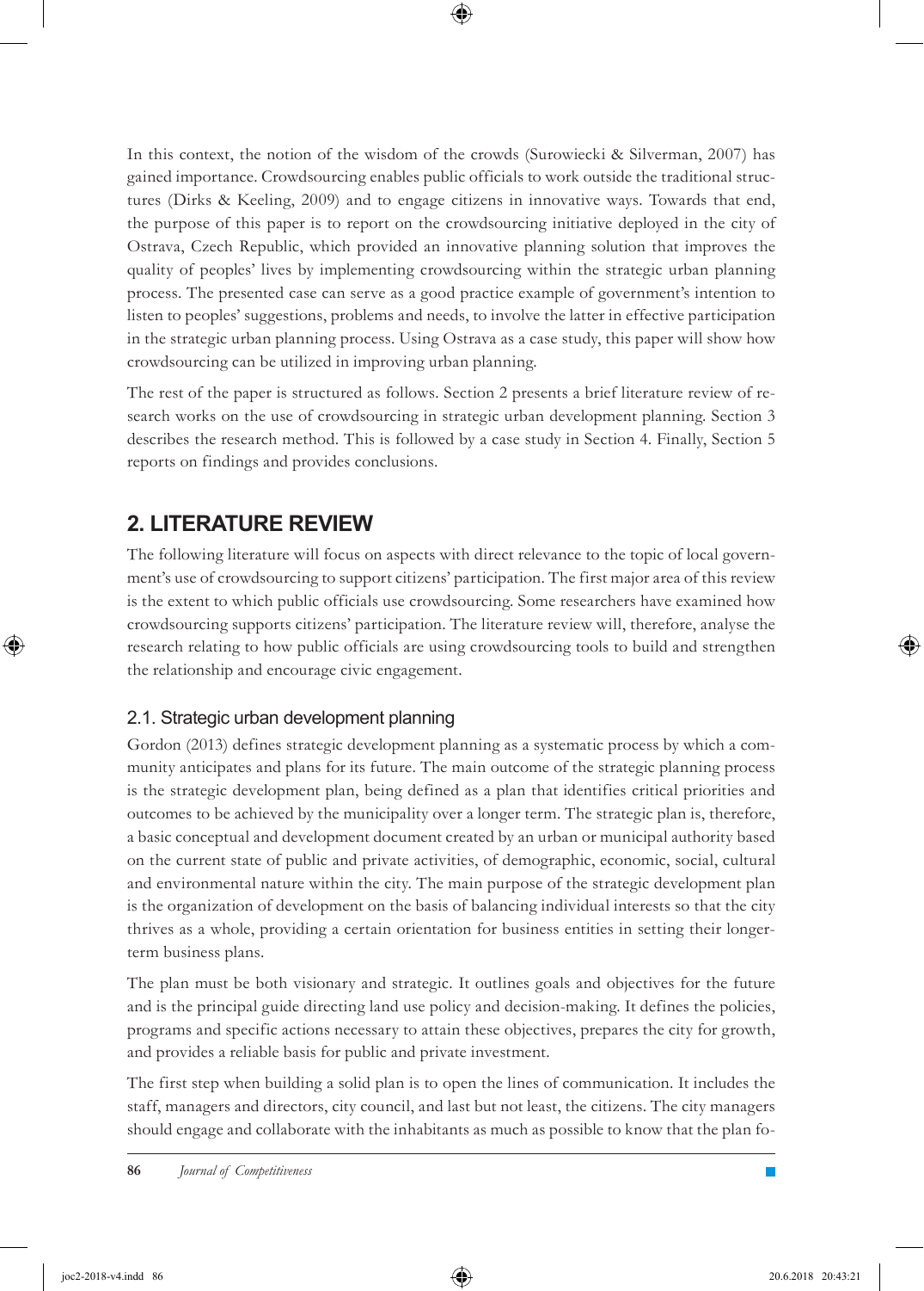In this context, the notion of the wisdom of the crowds (Surowiecki & Silverman, 2007) has gained importance. Crowdsourcing enables public officials to work outside the traditional structures (Dirks & Keeling, 2009) and to engage citizens in innovative ways. Towards that end, the purpose of this paper is to report on the crowdsourcing initiative deployed in the city of Ostrava, Czech Republic, which provided an innovative planning solution that improves the quality of peoples' lives by implementing crowdsourcing within the strategic urban planning process. The presented case can serve as a good practice example of government's intention to listen to peoples' suggestions, problems and needs, to involve the latter in effective participation in the strategic urban planning process. Using Ostrava as a case study, this paper will show how crowdsourcing can be utilized in improving urban planning.

The rest of the paper is structured as follows. Section 2 presents a brief literature review of research works on the use of crowdsourcing in strategic urban development planning. Section 3 describes the research method. This is followed by a case study in Section 4. Finally, Section 5 reports on findings and provides conclusions.

## 2. LITERATURE REVIEW

The following literature will focus on aspects with direct relevance to the topic of local government's use of crowdsourcing to support citizens' participation. The first major area of this review is the extent to which public officials use crowdsourcing. Some researchers have examined how crowdsourcing supports citizens' participation. The literature review will, therefore, analyse the research relating to how public officials are using crowdsourcing tools to build and strengthen the relationship and encourage civic engagement.

### 2.1. Strategic urban development planning

Gordon (2013) defines strategic development planning as a systematic process by which a community anticipates and plans for its future. The main outcome of the strategic planning process is the strategic development plan, being defined as a plan that identifies critical priorities and outcomes to be achieved by the municipality over a longer term. The strategic plan is, therefore, a basic conceptual and development document created by an urban or municipal authority based on the current state of public and private activities, of demographic, economic, social, cultural and environmental nature within the city. The main purpose of the strategic development plan is the organization of development on the basis of balancing individual interests so that the city thrives as a whole, providing a certain orientation for business entities in setting their longer-term business plans.

The plan must be both visionary and strategic. It outlines goals and objectives for the future and is the principal guide directing land use policy and decision-making. It defines the policies, programs and specific actions necessary to attain these objectives, prepares the city for growth, and provides a reliable basis for public and private investment.

The first step when building a solid plan is to open the lines of communication. It includes the staff, managers and directors, city council, and last but not least, the citizens. The city managers should engage and collaborate with the inhabitants as much as possible to know that the plan fo-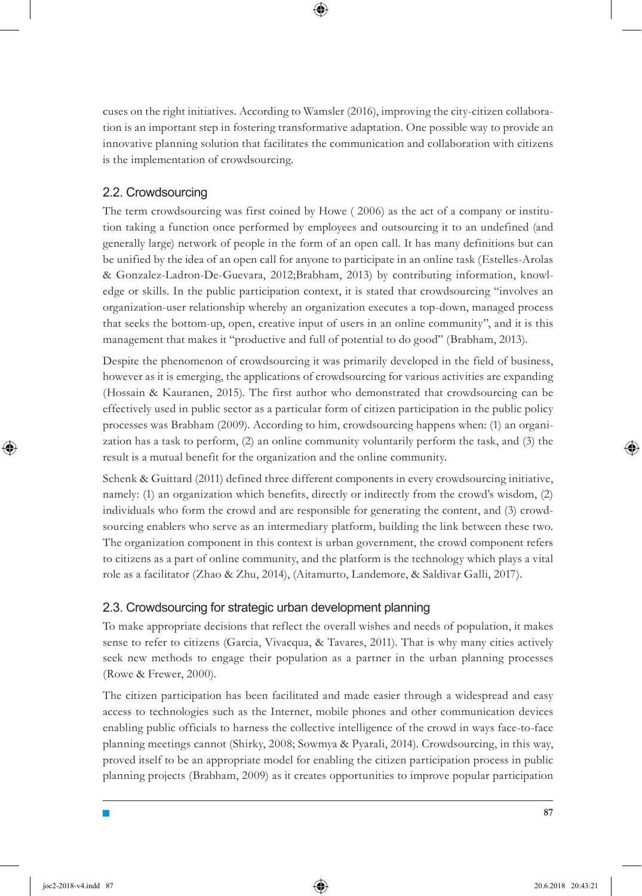cuses on the right initiatives. According to Wamsler (2016), improving the city-citizen collaboration is an important step in fostering transformative adaptation. One possible way to provide an innovative planning solution that facilitates the communication and collaboration with citizens is the implementation of crowdsourcing.

## 2.2. Crowdsourcing

The term crowdsourcing was first coined by Howe ( 2006) as the act of a company or institution taking a function once performed by employees and outsourcing it to an undefined (and generally large) network of people in the form of an open call. It has many definitions but can be unified by the idea of an open call for anyone to participate in an online task (Estelles-Arolas & Gonzalez-Ladron-De-Guevara, 2012;Brabham, 2013) by contributing information, knowledge or skills. In the public participation context, it is stated that crowdsourcing "involves an organization-user relationship whereby an organization executes a top-down, managed process that seeks the bottom-up, open, creative input of users in an online community", and it is this management that makes it "productive and full of potential to do good" (Brabham, 2013).

Despite the phenomenon of crowdsourcing it was primarily developed in the field of business, however as it is emerging, the applications of crowdsourcing for various activities are expanding (Hossain & Kauranen, 2015). The first author who demonstrated that crowdsourcing can be effectively used in public sector as a particular form of citizen participation in the public policy processes was Brabham (2009). According to him, crowdsourcing happens when: (1) an organization has a task to perform, (2) an online community voluntarily perform the task, and (3) the result is a mutual benefit for the organization and the online community.

Schenk & Guittard (2011) defined three different components in every crowdsourcing initiative, namely: (1) an organization which benefits, directly or indirectly from the crowd's wisdom, (2) individuals who form the crowd and are responsible for generating the content, and (3) crowdsourcing enablers who serve as an intermediary platform, building the link between these two. The organization component in this context is urban government, the crowd component refers to citizens as a part of online community, and the platform is the technology which plays a vital role as a facilitator (Zhao & Zhu, 2014), (Aitamurto, Landemore, & Saldivar Galli, 2017).

## 2.3. Crowdsourcing for strategic urban development planning

To make appropriate decisions that reflect the overall wishes and needs of population, it makes sense to refer to citizens (Garcia, Vivacqua, & Tavares, 2011). That is why many cities actively seek new methods to engage their population as a partner in the urban planning processes (Rowe & Frewer, 2000).

The citizen participation has been facilitated and made easier through a widespread and easy access to technologies such as the Internet, mobile phones and other communication devices enabling public officials to harness the collective intelligence of the crowd in ways face-to-face planning meetings cannot (Shirky, 2008; Sowmya & Pyarali, 2014). Crowdsourcing, in this way, proved itself to be an appropriate model for enabling the citizen participation process in public planning projects (Brabham, 2009) as it creates opportunities to improve popular participation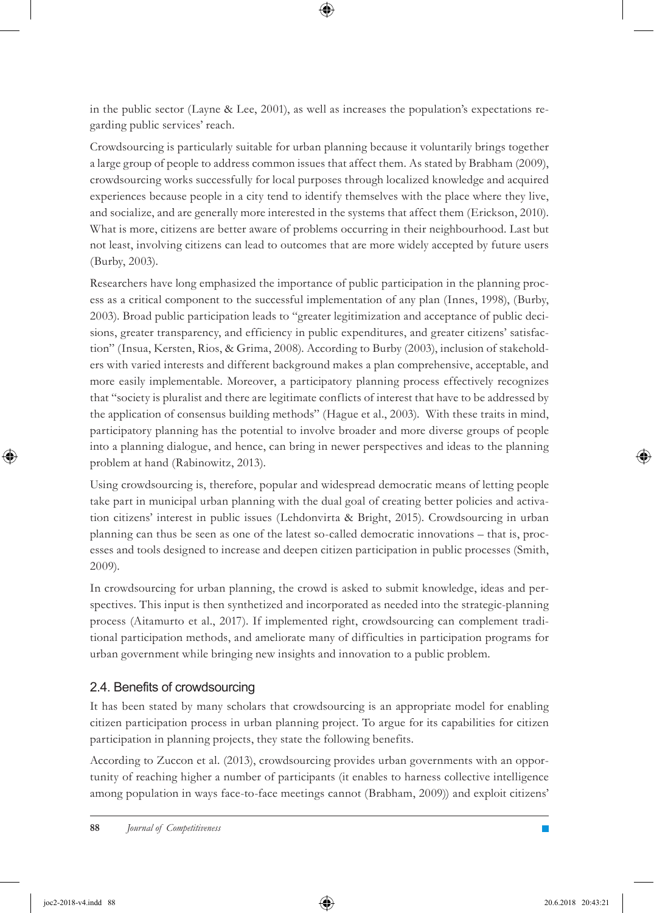in the public sector (Layne & Lee, 2001), as well as increases the population's expectations regarding public services' reach.

Crowdsourcing is particularly suitable for urban planning because it voluntarily brings together a large group of people to address common issues that affect them. As stated by Brabham (2009), crowdsourcing works successfully for local purposes through localized knowledge and acquired experiences because people in a city tend to identify themselves with the place where they live, and socialize, and are generally more interested in the systems that affect them (Erickson, 2010). What is more, citizens are better aware of problems occurring in their neighbourhood. Last but not least, involving citizens can lead to outcomes that are more widely accepted by future users (Burby, 2003).

Researchers have long emphasized the importance of public participation in the planning process as a critical component to the successful implementation of any plan (Innes, 1998), (Burby, 2003). Broad public participation leads to "greater legitimization and acceptance of public decisions, greater transparency, and efficiency in public expenditures, and greater citizens' satisfaction" (Insua, Kersten, Rios, & Grima, 2008). According to Burby (2003), inclusion of stakeholders with varied interests and different background makes a plan comprehensive, acceptable, and more easily implementable. Moreover, a participatory planning process effectively recognizes that "society is pluralist and there are legitimate conflicts of interest that have to be addressed by the application of consensus building methods" (Hague et al., 2003). With these traits in mind, participatory planning has the potential to involve broader and more diverse groups of people into a planning dialogue, and hence, can bring in newer perspectives and ideas to the planning problem at hand (Rabinowitz, 2013).

Using crowdsourcing is, therefore, popular and widespread democratic means of letting people take part in municipal urban planning with the dual goal of creating better policies and activation citizens' interest in public issues (Lehdonvirta & Bright, 2015). Crowdsourcing in urban planning can thus be seen as one of the latest so-called democratic innovations – that is, processes and tools designed to increase and deepen citizen participation in public processes (Smith, 2009).

In crowdsourcing for urban planning, the crowd is asked to submit knowledge, ideas and perspectives. This input is then synthetized and incorporated as needed into the strategic-planning process (Aitamurto et al., 2017). If implemented right, crowdsourcing can complement traditional participation methods, and ameliorate many of difficulties in participation programs for urban government while bringing new insights and innovation to a public problem.

## 2.4. Benefits of crowdsourcing

It has been stated by many scholars that crowdsourcing is an appropriate model for enabling citizen participation process in urban planning project. To argue for its capabilities for citizen participation in planning projects, they state the following benefits.

According to Zuccon et al. (2013), crowdsourcing provides urban governments with an opportunity of reaching higher a number of participants (it enables to harness collective intelligence among population in ways face-to-face meetings cannot (Brabham, 2009)) and exploit citizens'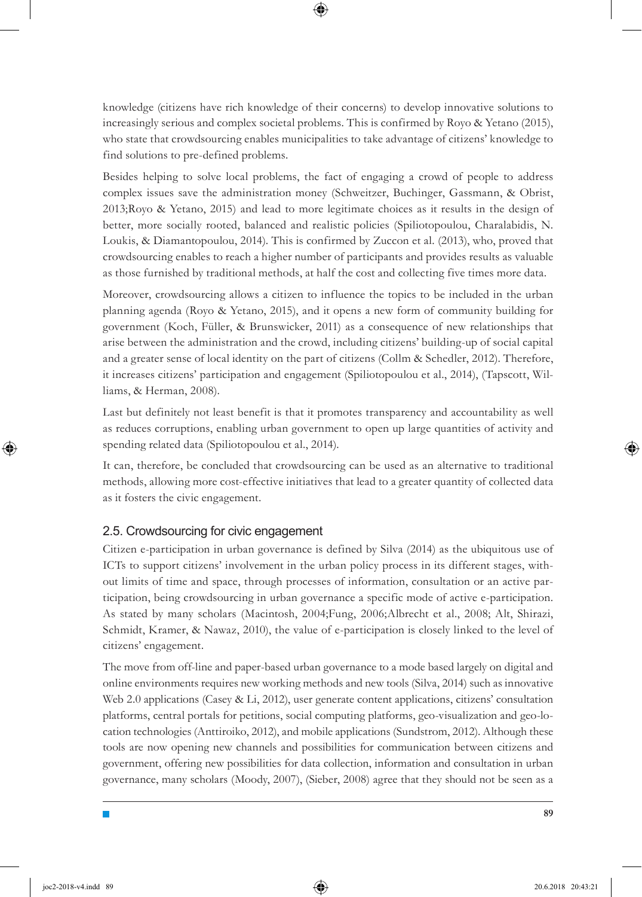knowledge (citizens have rich knowledge of their concerns) to develop innovative solutions to increasingly serious and complex societal problems. This is confirmed by Royo & Yetano (2015), who state that crowdsourcing enables municipalities to take advantage of citizens' knowledge to find solutions to pre-defined problems.

Besides helping to solve local problems, the fact of engaging a crowd of people to address complex issues save the administration money (Schweitzer, Buchinger, Gassmann, & Obrist, 2013;Royo & Yetano, 2015) and lead to more legitimate choices as it results in the design of better, more socially rooted, balanced and realistic policies (Spiliotopoulou, Charalabidis, N. Loukis, & Diamantopoulou, 2014). This is confirmed by Zuccon et al. (2013), who, proved that crowdsourcing enables to reach a higher number of participants and provides results as valuable as those furnished by traditional methods, at half the cost and collecting five times more data.

Moreover, crowdsourcing allows a citizen to influence the topics to be included in the urban planning agenda (Royo & Yetano, 2015), and it opens a new form of community building for government (Koch, Füller, & Brunswicker, 2011) as a consequence of new relationships that arise between the administration and the crowd, including citizens' building-up of social capital and a greater sense of local identity on the part of citizens (Collm & Schedler, 2012). Therefore, it increases citizens' participation and engagement (Spiliotopoulou et al., 2014), (Tapscott, Williams, & Herman, 2008).

Last but definitely not least benefit is that it promotes transparency and accountability as well as reduces corruptions, enabling urban government to open up large quantities of activity and spending related data (Spiliotopoulou et al., 2014).

It can, therefore, be concluded that crowdsourcing can be used as an alternative to traditional methods, allowing more cost-effective initiatives that lead to a greater quantity of collected data as it fosters the civic engagement.

## 2.5. Crowdsourcing for civic engagement

Citizen e-participation in urban governance is defined by Silva (2014) as the ubiquitous use of ICTs to support citizens' involvement in the urban policy process in its different stages, without limits of time and space, through processes of information, consultation or an active participation, being crowdsourcing in urban governance a specific mode of active e-participation. As stated by many scholars (Macintosh, 2004;Fung, 2006;Albrecht et al., 2008; Alt, Shirazi, Schmidt, Kramer, & Nawaz, 2010), the value of e-participation is closely linked to the level of citizens' engagement.

The move from off-line and paper-based urban governance to a mode based largely on digital and online environments requires new working methods and new tools (Silva, 2014) such as innovative Web 2.0 applications (Casey & Li, 2012), user generate content applications, citizens' consultation platforms, central portals for petitions, social computing platforms, geo-visualization and geo-location technologies (Anttiroiko, 2012), and mobile applications (Sundstrom, 2012). Although these tools are now opening new channels and possibilities for communication between citizens and government, offering new possibilities for data collection, information and consultation in urban governance, many scholars (Moody, 2007), (Sieber, 2008) agree that they should not be seen as a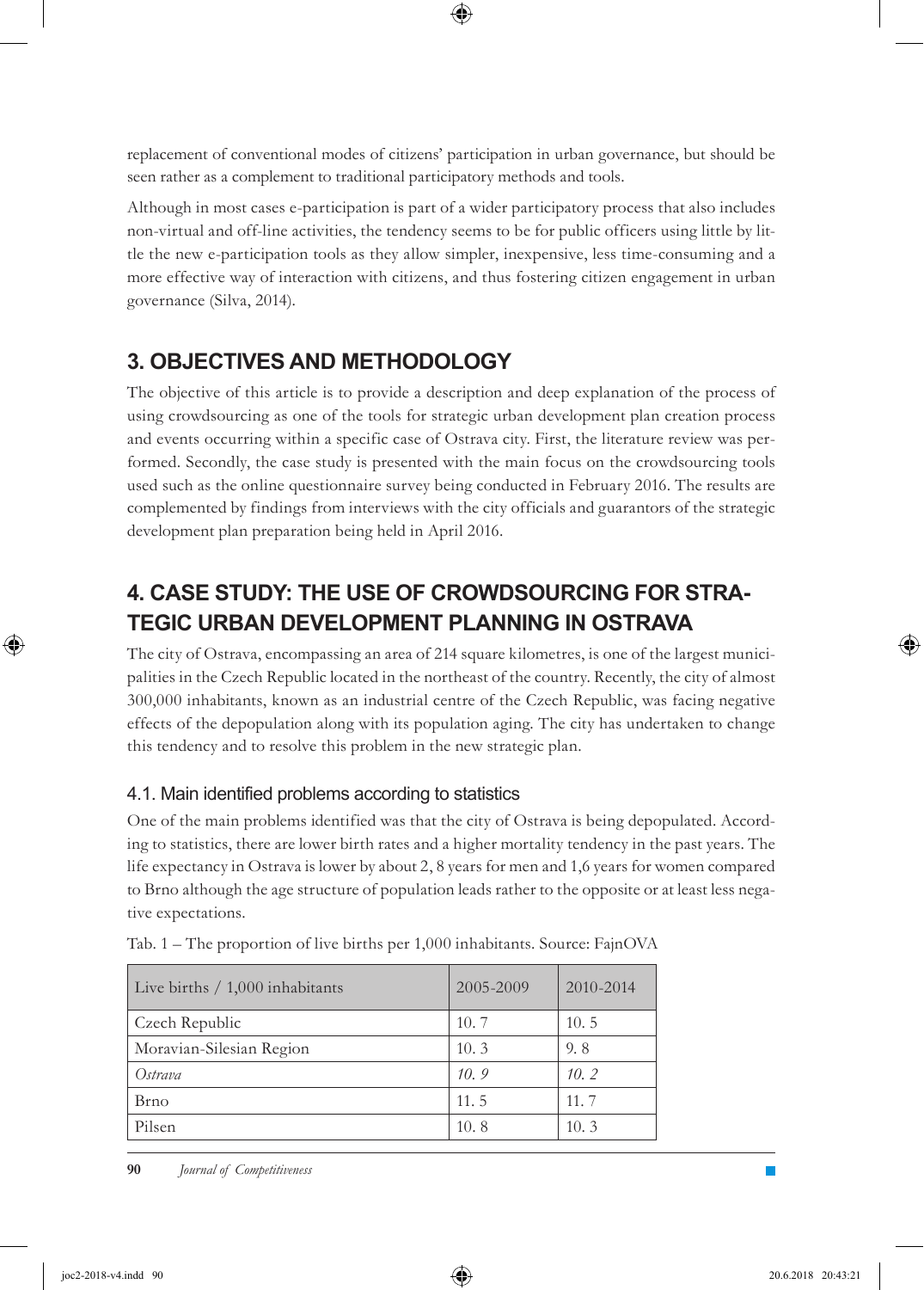replacement of conventional modes of citizens' participation in urban governance, but should be seen rather as a complement to traditional participatory methods and tools.

Although in most cases e-participation is part of a wider participatory process that also includes non-virtual and off-line activities, the tendency seems to be for public officers using little by little the new e-participation tools as they allow simpler, inexpensive, less time-consuming and a more effective way of interaction with citizens, and thus fostering citizen engagement in urban governance (Silva, 2014).

## 3. OBJECTIVES AND METHODOLOGY

The objective of this article is to provide a description and deep explanation of the process of using crowdsourcing as one of the tools for strategic urban development plan creation process and events occurring within a specific case of Ostrava city. First, the literature review was performed. Secondly, the case study is presented with the main focus on the crowdsourcing tools used such as the online questionnaire survey being conducted in February 2016. The results are complemented by findings from interviews with the city officials and guarantors of the strategic development plan preparation being held in April 2016.

## 4. CASE STUDY: THE USE OF CROWDSOURCING FOR STRATEGIC URBAN DEVELOPMENT PLANNING IN OSTRAVA

The city of Ostrava, encompassing an area of 214 square kilometres, is one of the largest municipalities in the Czech Republic located in the northeast of the country. Recently, the city of almost 300,000 inhabitants, known as an industrial centre of the Czech Republic, was facing negative effects of the depopulation along with its population aging. The city has undertaken to change this tendency and to resolve this problem in the new strategic plan.

### 4.1. Main identified problems according to statistics

One of the main problems identified was that the city of Ostrava is being depopulated. According to statistics, there are lower birth rates and a higher mortality tendency in the past years. The life expectancy in Ostrava is lower by about 2, 8 years for men and 1,6 years for women compared to Brno although the age structure of population leads rather to the opposite or at least less negative expectations.

Tab. 1 – The proportion of live births per 1,000 inhabitants. Source: FajnOVA

| Live births / 1,000 inhabitants | 2005-2009 | 2010-2014 |
|---|---|---|
| Czech Republic | 10. 7 | 10. 5 |
| Moravian-Silesian Region | 10. 3 | 9. 8 |
| *Ostrava* | *10. 9* | *10. 2* |
| Brno | 11. 5 | 11. 7 |
| Pilsen | 10. 8 | 10. 3 |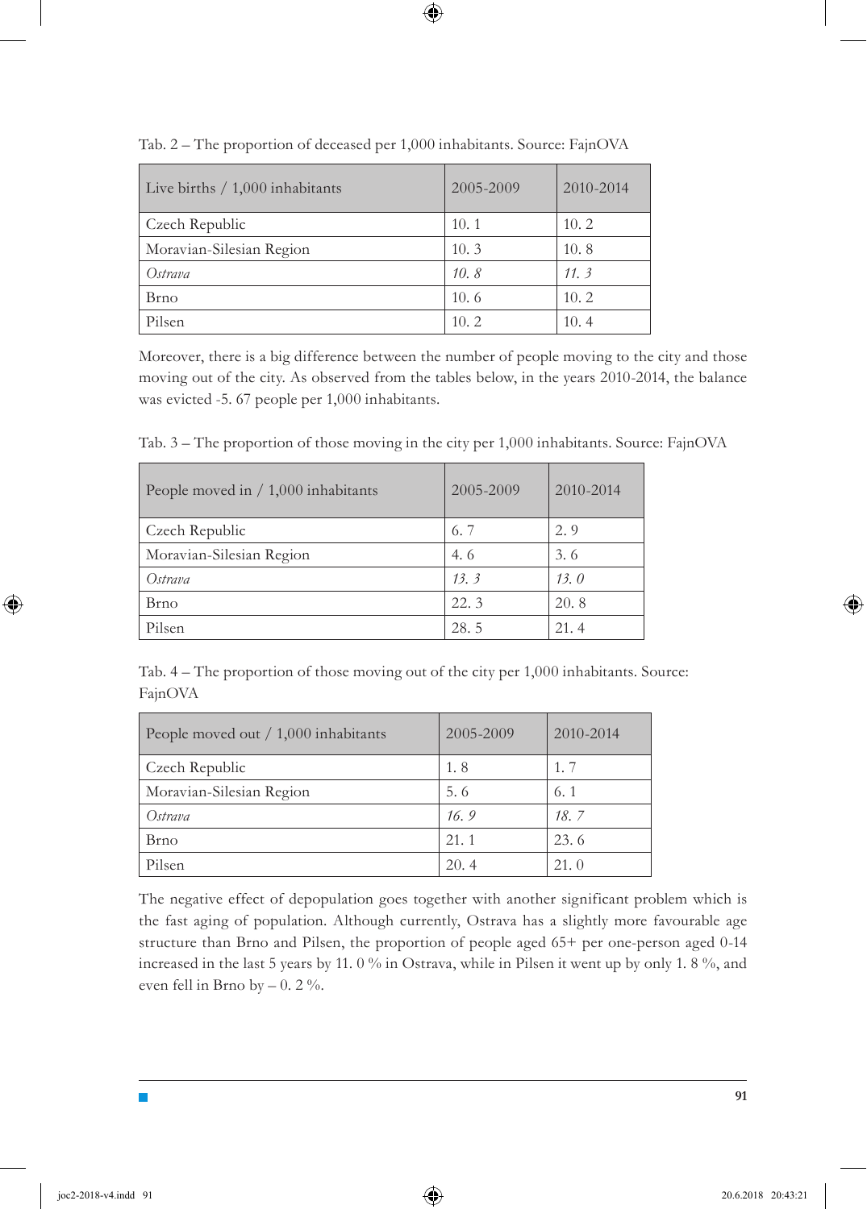Tab. 2 – The proportion of deceased per 1,000 inhabitants. Source: FajnOVA

| Live births / 1,000 inhabitants | 2005-2009 | 2010-2014 |
|---|---|---|
| Czech Republic | 10. 1 | 10. 2 |
| Moravian-Silesian Region | 10. 3 | 10. 8 |
| *Ostrava* | *10. 8* | *11. 3* |
| Brno | 10. 6 | 10. 2 |
| Pilsen | 10. 2 | 10. 4 |

Moreover, there is a big difference between the number of people moving to the city and those moving out of the city. As observed from the tables below, in the years 2010-2014, the balance was evicted -5. 67 people per 1,000 inhabitants.

Tab. 3 – The proportion of those moving in the city per 1,000 inhabitants. Source: FajnOVA

| People moved in / 1,000 inhabitants | 2005-2009 | 2010-2014 |
|---|---|---|
| Czech Republic | 6. 7 | 2. 9 |
| Moravian-Silesian Region | 4. 6 | 3. 6 |
| *Ostrava* | *13. 3* | *13. 0* |
| Brno | 22. 3 | 20. 8 |
| Pilsen | 28. 5 | 21. 4 |

Tab. 4 – The proportion of those moving out of the city per 1,000 inhabitants. Source: FajnOVA

| People moved out / 1,000 inhabitants | 2005-2009 | 2010-2014 |
|---|---|---|
| Czech Republic | 1. 8 | 1. 7 |
| Moravian-Silesian Region | 5. 6 | 6. 1 |
| *Ostrava* | *16. 9* | *18. 7* |
| Brno | 21. 1 | 23. 6 |
| Pilsen | 20. 4 | 21. 0 |

The negative effect of depopulation goes together with another significant problem which is the fast aging of population. Although currently, Ostrava has a slightly more favourable age structure than Brno and Pilsen, the proportion of people aged 65+ per one-person aged 0-14 increased in the last 5 years by 11. 0 % in Ostrava, while in Pilsen it went up by only 1. 8 %, and even fell in Brno by – 0. 2 %.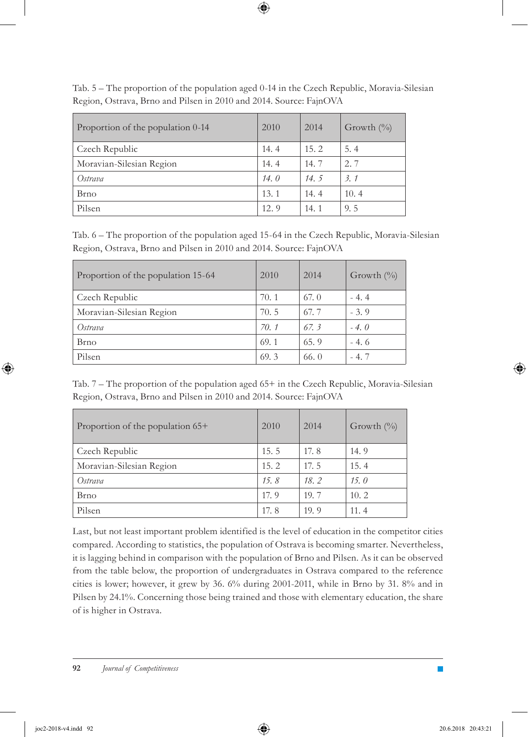Tab. 5 – The proportion of the population aged 0-14 in the Czech Republic, Moravia-Silesian Region, Ostrava, Brno and Pilsen in 2010 and 2014. Source: FajnOVA

| Proportion of the population 0-14 | 2010 | 2014 | Growth (%) |
|---|---|---|---|
| Czech Republic | 14. 4 | 15. 2 | 5. 4 |
| Moravian-Silesian Region | 14. 4 | 14. 7 | 2. 7 |
| *Ostrava* | *14. 0* | *14. 5* | *3. 1* |
| Brno | 13. 1 | 14. 4 | 10. 4 |
| Pilsen | 12. 9 | 14. 1 | 9. 5 |

Tab. 6 – The proportion of the population aged 15-64 in the Czech Republic, Moravia-Silesian Region, Ostrava, Brno and Pilsen in 2010 and 2014. Source: FajnOVA

| Proportion of the population 15-64 | 2010 | 2014 | Growth (%) |
|---|---|---|---|
| Czech Republic | 70. 1 | 67. 0 | - 4. 4 |
| Moravian-Silesian Region | 70. 5 | 67. 7 | - 3. 9 |
| *Ostrava* | *70. 1* | *67. 3* | *- 4. 0* |
| Brno | 69. 1 | 65. 9 | - 4. 6 |
| Pilsen | 69. 3 | 66. 0 | - 4. 7 |

Tab. 7 – The proportion of the population aged 65+ in the Czech Republic, Moravia-Silesian Region, Ostrava, Brno and Pilsen in 2010 and 2014. Source: FajnOVA

| Proportion of the population 65+ | 2010 | 2014 | Growth (%) |
|---|---|---|---|
| Czech Republic | 15. 5 | 17. 8 | 14. 9 |
| Moravian-Silesian Region | 15. 2 | 17. 5 | 15. 4 |
| *Ostrava* | *15. 8* | *18. 2* | *15. 0* |
| Brno | 17. 9 | 19. 7 | 10. 2 |
| Pilsen | 17. 8 | 19. 9 | 11. 4 |

Last, but not least important problem identified is the level of education in the competitor cities compared. According to statistics, the population of Ostrava is becoming smarter. Nevertheless, it is lagging behind in comparison with the population of Brno and Pilsen. As it can be observed from the table below, the proportion of undergraduates in Ostrava compared to the reference cities is lower; however, it grew by 36. 6% during 2001-2011, while in Brno by 31. 8% and in Pilsen by 24.1%. Concerning those being trained and those with elementary education, the share of is higher in Ostrava.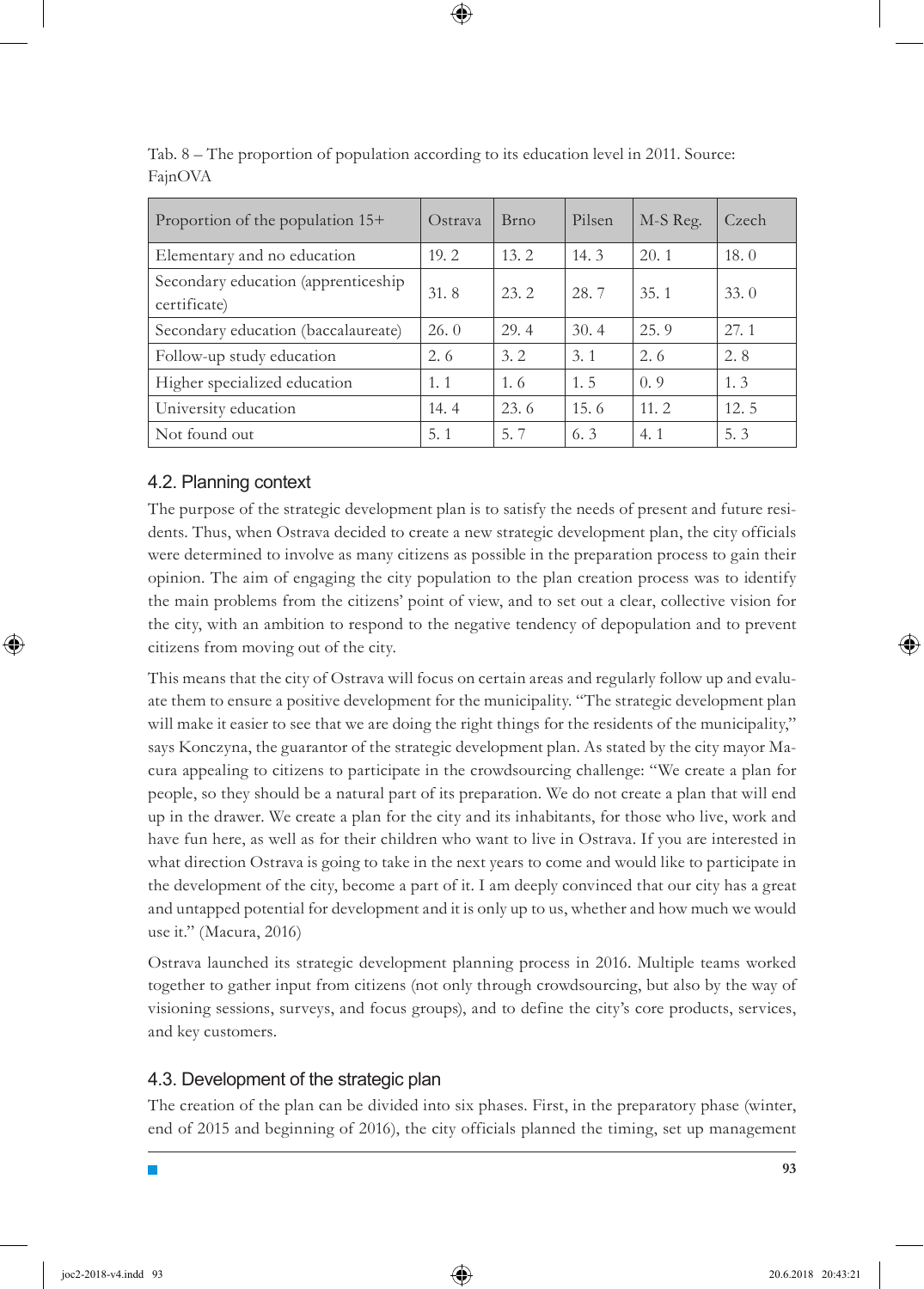Tab. 8 – The proportion of population according to its education level in 2011. Source: FajnOVA

| Proportion of the population 15+ | Ostrava | Brno | Pilsen | M-S Reg. | Czech |
|---|---|---|---|---|---|
| Elementary and no education | 19. 2 | 13. 2 | 14. 3 | 20. 1 | 18. 0 |
| Secondary education (apprenticeship certificate) | 31. 8 | 23. 2 | 28. 7 | 35. 1 | 33. 0 |
| Secondary education (baccalaureate) | 26. 0 | 29. 4 | 30. 4 | 25. 9 | 27. 1 |
| Follow-up study education | 2. 6 | 3. 2 | 3. 1 | 2. 6 | 2. 8 |
| Higher specialized education | 1. 1 | 1. 6 | 1. 5 | 0. 9 | 1. 3 |
| University education | 14. 4 | 23. 6 | 15. 6 | 11. 2 | 12. 5 |
| Not found out | 5. 1 | 5. 7 | 6. 3 | 4. 1 | 5. 3 |

### 4.2. Planning context

The purpose of the strategic development plan is to satisfy the needs of present and future residents. Thus, when Ostrava decided to create a new strategic development plan, the city officials were determined to involve as many citizens as possible in the preparation process to gain their opinion. The aim of engaging the city population to the plan creation process was to identify the main problems from the citizens' point of view, and to set out a clear, collective vision for the city, with an ambition to respond to the negative tendency of depopulation and to prevent citizens from moving out of the city.

This means that the city of Ostrava will focus on certain areas and regularly follow up and evaluate them to ensure a positive development for the municipality. "The strategic development plan will make it easier to see that we are doing the right things for the residents of the municipality," says Konczyna, the guarantor of the strategic development plan. As stated by the city mayor Macura appealing to citizens to participate in the crowdsourcing challenge: "We create a plan for people, so they should be a natural part of its preparation. We do not create a plan that will end up in the drawer. We create a plan for the city and its inhabitants, for those who live, work and have fun here, as well as for their children who want to live in Ostrava. If you are interested in what direction Ostrava is going to take in the next years to come and would like to participate in the development of the city, become a part of it. I am deeply convinced that our city has a great and untapped potential for development and it is only up to us, whether and how much we would use it." (Macura, 2016)

Ostrava launched its strategic development planning process in 2016. Multiple teams worked together to gather input from citizens (not only through crowdsourcing, but also by the way of visioning sessions, surveys, and focus groups), and to define the city's core products, services, and key customers.

### 4.3. Development of the strategic plan

The creation of the plan can be divided into six phases. First, in the preparatory phase (winter, end of 2015 and beginning of 2016), the city officials planned the timing, set up management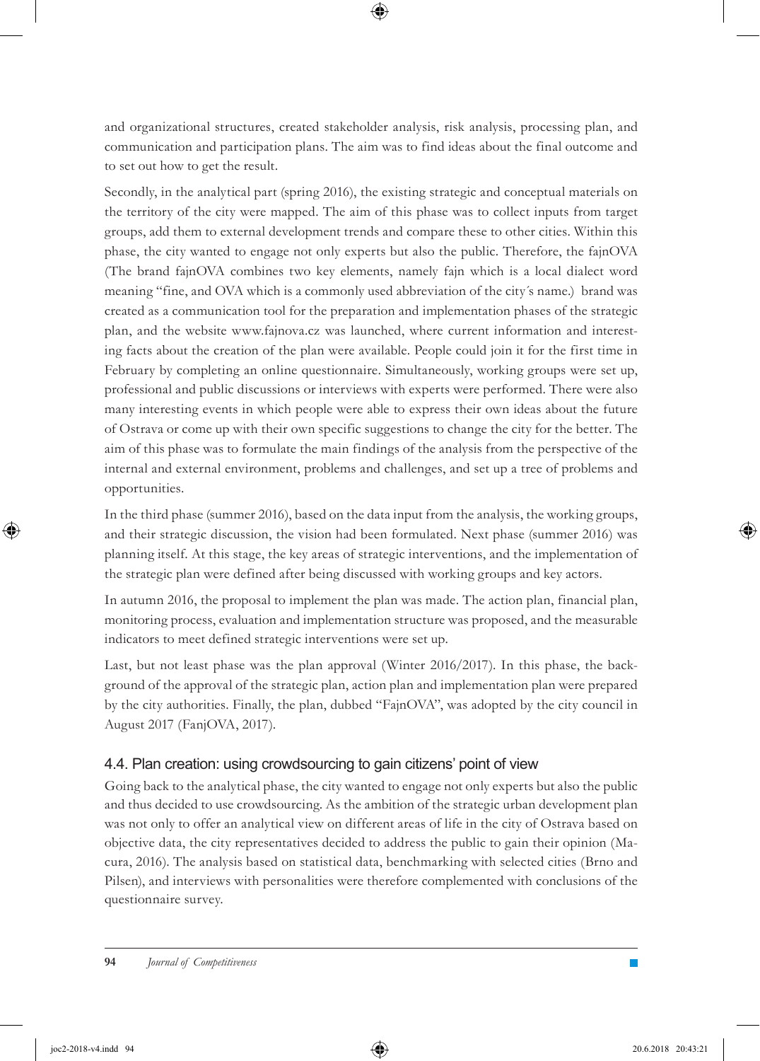and organizational structures, created stakeholder analysis, risk analysis, processing plan, and communication and participation plans. The aim was to find ideas about the final outcome and to set out how to get the result.

Secondly, in the analytical part (spring 2016), the existing strategic and conceptual materials on the territory of the city were mapped. The aim of this phase was to collect inputs from target groups, add them to external development trends and compare these to other cities. Within this phase, the city wanted to engage not only experts but also the public. Therefore, the fajnOVA (The brand fajnOVA combines two key elements, namely fajn which is a local dialect word meaning "fine, and OVA which is a commonly used abbreviation of the city´s name.) brand was created as a communication tool for the preparation and implementation phases of the strategic plan, and the website www.fajnova.cz was launched, where current information and interesting facts about the creation of the plan were available. People could join it for the first time in February by completing an online questionnaire. Simultaneously, working groups were set up, professional and public discussions or interviews with experts were performed. There were also many interesting events in which people were able to express their own ideas about the future of Ostrava or come up with their own specific suggestions to change the city for the better. The aim of this phase was to formulate the main findings of the analysis from the perspective of the internal and external environment, problems and challenges, and set up a tree of problems and opportunities.

In the third phase (summer 2016), based on the data input from the analysis, the working groups, and their strategic discussion, the vision had been formulated. Next phase (summer 2016) was planning itself. At this stage, the key areas of strategic interventions, and the implementation of the strategic plan were defined after being discussed with working groups and key actors.

In autumn 2016, the proposal to implement the plan was made. The action plan, financial plan, monitoring process, evaluation and implementation structure was proposed, and the measurable indicators to meet defined strategic interventions were set up.

Last, but not least phase was the plan approval (Winter 2016/2017). In this phase, the background of the approval of the strategic plan, action plan and implementation plan were prepared by the city authorities. Finally, the plan, dubbed "FajnOVA", was adopted by the city council in August 2017 (FanjOVA, 2017).

### 4.4. Plan creation: using crowdsourcing to gain citizens' point of view

Going back to the analytical phase, the city wanted to engage not only experts but also the public and thus decided to use crowdsourcing. As the ambition of the strategic urban development plan was not only to offer an analytical view on different areas of life in the city of Ostrava based on objective data, the city representatives decided to address the public to gain their opinion (Macura, 2016). The analysis based on statistical data, benchmarking with selected cities (Brno and Pilsen), and interviews with personalities were therefore complemented with conclusions of the questionnaire survey.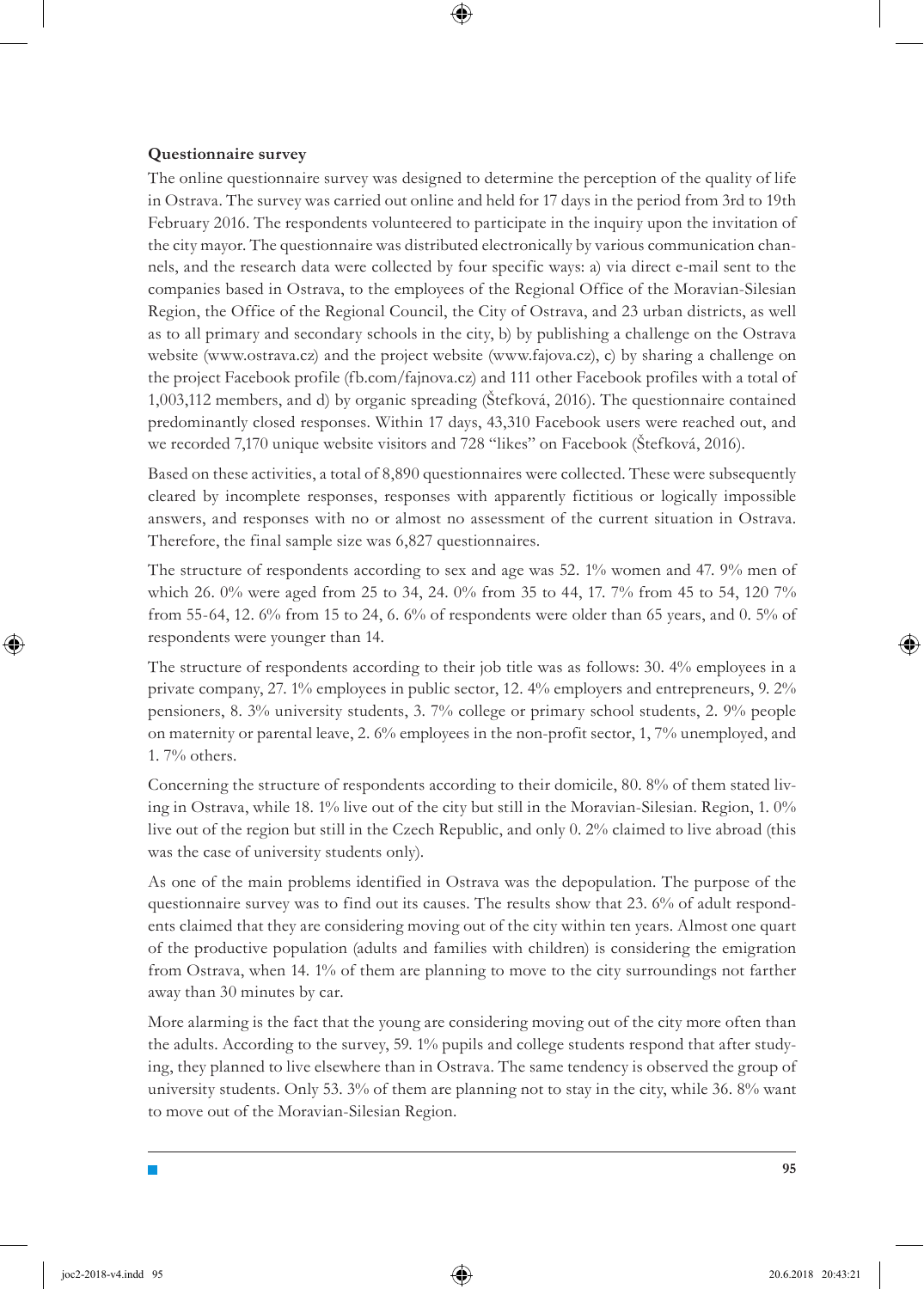**Questionnaire survey**

The online questionnaire survey was designed to determine the perception of the quality of life in Ostrava. The survey was carried out online and held for 17 days in the period from 3rd to 19th February 2016. The respondents volunteered to participate in the inquiry upon the invitation of the city mayor. The questionnaire was distributed electronically by various communication channels, and the research data were collected by four specific ways: a) via direct e-mail sent to the companies based in Ostrava, to the employees of the Regional Office of the Moravian-Silesian Region, the Office of the Regional Council, the City of Ostrava, and 23 urban districts, as well as to all primary and secondary schools in the city, b) by publishing a challenge on the Ostrava website (www.ostrava.cz) and the project website (www.fajova.cz), c) by sharing a challenge on the project Facebook profile (fb.com/fajnova.cz) and 111 other Facebook profiles with a total of 1,003,112 members, and d) by organic spreading (Štefková, 2016). The questionnaire contained predominantly closed responses. Within 17 days, 43,310 Facebook users were reached out, and we recorded 7,170 unique website visitors and 728 "likes" on Facebook (Štefková, 2016).

Based on these activities, a total of 8,890 questionnaires were collected. These were subsequently cleared by incomplete responses, responses with apparently fictitious or logically impossible answers, and responses with no or almost no assessment of the current situation in Ostrava. Therefore, the final sample size was 6,827 questionnaires.

The structure of respondents according to sex and age was 52. 1% women and 47. 9% men of which 26. 0% were aged from 25 to 34, 24. 0% from 35 to 44, 17. 7% from 45 to 54, 120 7% from 55-64, 12. 6% from 15 to 24, 6. 6% of respondents were older than 65 years, and 0. 5% of respondents were younger than 14.

The structure of respondents according to their job title was as follows: 30. 4% employees in a private company, 27. 1% employees in public sector, 12. 4% employers and entrepreneurs, 9. 2% pensioners, 8. 3% university students, 3. 7% college or primary school students, 2. 9% people on maternity or parental leave, 2. 6% employees in the non-profit sector, 1, 7% unemployed, and 1. 7% others.

Concerning the structure of respondents according to their domicile, 80. 8% of them stated living in Ostrava, while 18. 1% live out of the city but still in the Moravian-Silesian. Region, 1. 0% live out of the region but still in the Czech Republic, and only 0. 2% claimed to live abroad (this was the case of university students only).

As one of the main problems identified in Ostrava was the depopulation. The purpose of the questionnaire survey was to find out its causes. The results show that 23. 6% of adult respondents claimed that they are considering moving out of the city within ten years. Almost one quart of the productive population (adults and families with children) is considering the emigration from Ostrava, when 14. 1% of them are planning to move to the city surroundings not farther away than 30 minutes by car.

More alarming is the fact that the young are considering moving out of the city more often than the adults. According to the survey, 59. 1% pupils and college students respond that after studying, they planned to live elsewhere than in Ostrava. The same tendency is observed the group of university students. Only 53. 3% of them are planning not to stay in the city, while 36. 8% want to move out of the Moravian-Silesian Region.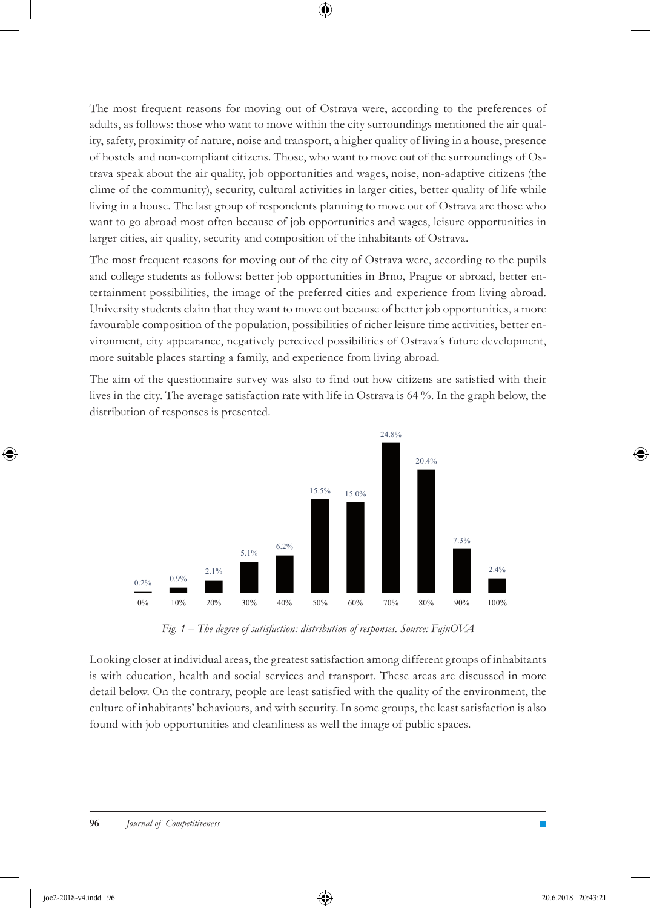The most frequent reasons for moving out of Ostrava were, according to the preferences of adults, as follows: those who want to move within the city surroundings mentioned the air quality, safety, proximity of nature, noise and transport, a higher quality of living in a house, presence of hostels and non-compliant citizens. Those, who want to move out of the surroundings of Ostrava speak about the air quality, job opportunities and wages, noise, non-adaptive citizens (the clime of the community), security, cultural activities in larger cities, better quality of life while living in a house. The last group of respondents planning to move out of Ostrava are those who want to go abroad most often because of job opportunities and wages, leisure opportunities in larger cities, air quality, security and composition of the inhabitants of Ostrava.

The most frequent reasons for moving out of the city of Ostrava were, according to the pupils and college students as follows: better job opportunities in Brno, Prague or abroad, better entertainment possibilities, the image of the preferred cities and experience from living abroad. University students claim that they want to move out because of better job opportunities, a more favourable composition of the population, possibilities of richer leisure time activities, better environment, city appearance, negatively perceived possibilities of Ostrava´s future development, more suitable places starting a family, and experience from living abroad.

The aim of the questionnaire survey was also to find out how citizens are satisfied with their lives in the city. The average satisfaction rate with life in Ostrava is 64 %. In the graph below, the distribution of responses is presented.

| Degree of satisfaction | 0% | 10% | 20% | 30% | 40% | 50% | 60% | 70% | 80% | 90% | 100% |
|---|---|---|---|---|---|---|---|---|---|---|---|
| Share of responses | 0.2% | 0.9% | 2.1% | 5.1% | 6.2% | 15.5% | 15.0% | 24.8% | 20.4% | 7.3% | 2.4% |

*Fig. 1 – The degree of satisfaction: distribution of responses. Source: FajnOVA*

Looking closer at individual areas, the greatest satisfaction among different groups of inhabitants is with education, health and social services and transport. These areas are discussed in more detail below. On the contrary, people are least satisfied with the quality of the environment, the culture of inhabitants' behaviours, and with security. In some groups, the least satisfaction is also found with job opportunities and cleanliness as well the image of public spaces.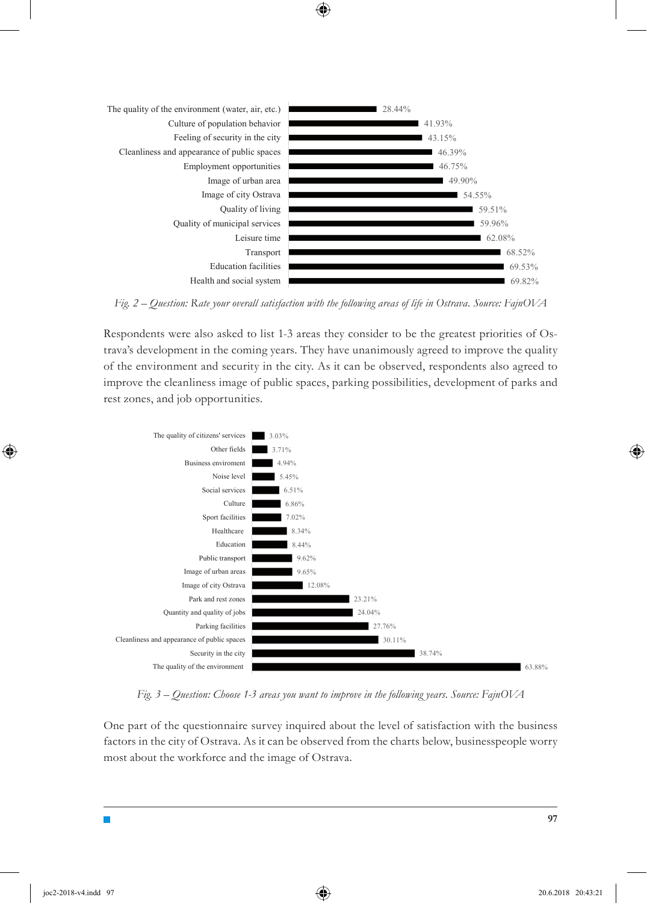| Area | Satisfaction |
|---|---|
| The quality of the environment (water, air, etc.) | 28.44% |
| Culture of population behavior | 41.93% |
| Feeling of security in the city | 43.15% |
| Cleanliness and appearance of public spaces | 46.39% |
| Employment opportunities | 46.75% |
| Image of urban area | 49.90% |
| Image of city Ostrava | 54.55% |
| Quality of living | 59.51% |
| Quality of municipal services | 59.96% |
| Leisure time | 62.08% |
| Transport | 68.52% |
| Education facilities | 69.53% |
| Health and social system | 69.82% |

*Fig. 2 – Question: Rate your overall satisfaction with the following areas of life in Ostrava. Source: FajnOVA*

Respondents were also asked to list 1-3 areas they consider to be the greatest priorities of Ostrava's development in the coming years. They have unanimously agreed to improve the quality of the environment and security in the city. As it can be observed, respondents also agreed to improve the cleanliness image of public spaces, parking possibilities, development of parks and rest zones, and job opportunities.

| Area | Share |
|---|---|
| The quality of citizens' services | 3.03% |
| Other fields | 3.71% |
| Business enviroment | 4.94% |
| Noise level | 5.45% |
| Social services | 6.51% |
| Culture | 6.86% |
| Sport facilities | 7.02% |
| Healthcare | 8.34% |
| Education | 8.44% |
| Public transport | 9.62% |
| Image of urban areas | 9.65% |
| Image of city Ostrava | 12.08% |
| Park and rest zones | 23.21% |
| Quantity and quality of jobs | 24.04% |
| Parking facilities | 27.76% |
| Cleanliness and appearance of public spaces | 30.11% |
| Security in the city | 38.74% |
| The quality of the environment | 63.88% |

*Fig. 3 – Question: Choose 1-3 areas you want to improve in the following years. Source: FajnOVA*

One part of the questionnaire survey inquired about the level of satisfaction with the business factors in the city of Ostrava. As it can be observed from the charts below, businesspeople worry most about the workforce and the image of Ostrava.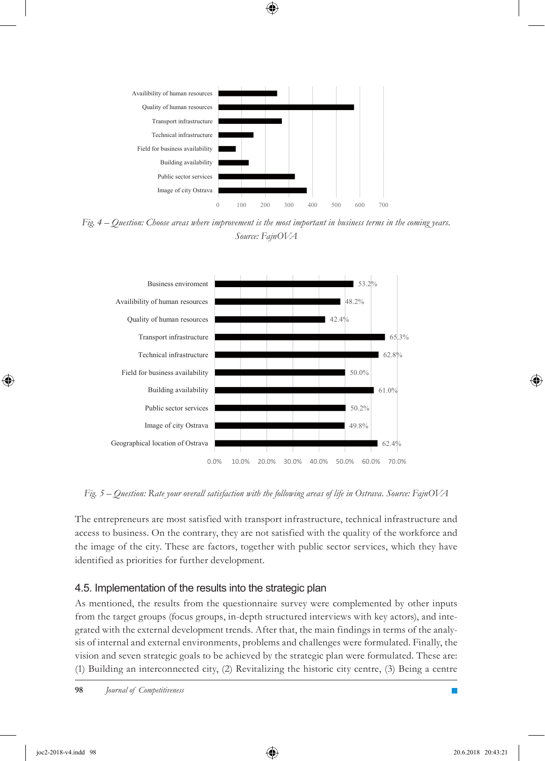Fig. 4 – *Question: Choose areas where improvement is the most important in business terms in the coming years. Source: FajnOVA*

Fig. 5 – *Question: Rate your overall satisfaction with the following areas of life in Ostrava. Source: FajnOVA*

The entrepreneurs are most satisfied with transport infrastructure, technical infrastructure and access to business. On the contrary, they are not satisfied with the quality of the workforce and the image of the city. These are factors, together with public sector services, which they have identified as priorities for further development.

### 4.5. Implementation of the results into the strategic plan

As mentioned, the results from the questionnaire survey were complemented by other inputs from the target groups (focus groups, in-depth structured interviews with key actors), and integrated with the external development trends. After that, the main findings in terms of the analysis of internal and external environments, problems and challenges were formulated. Finally, the vision and seven strategic goals to be achieved by the strategic plan were formulated. These are: (1) Building an interconnected city, (2) Revitalizing the historic city centre, (3) Being a centre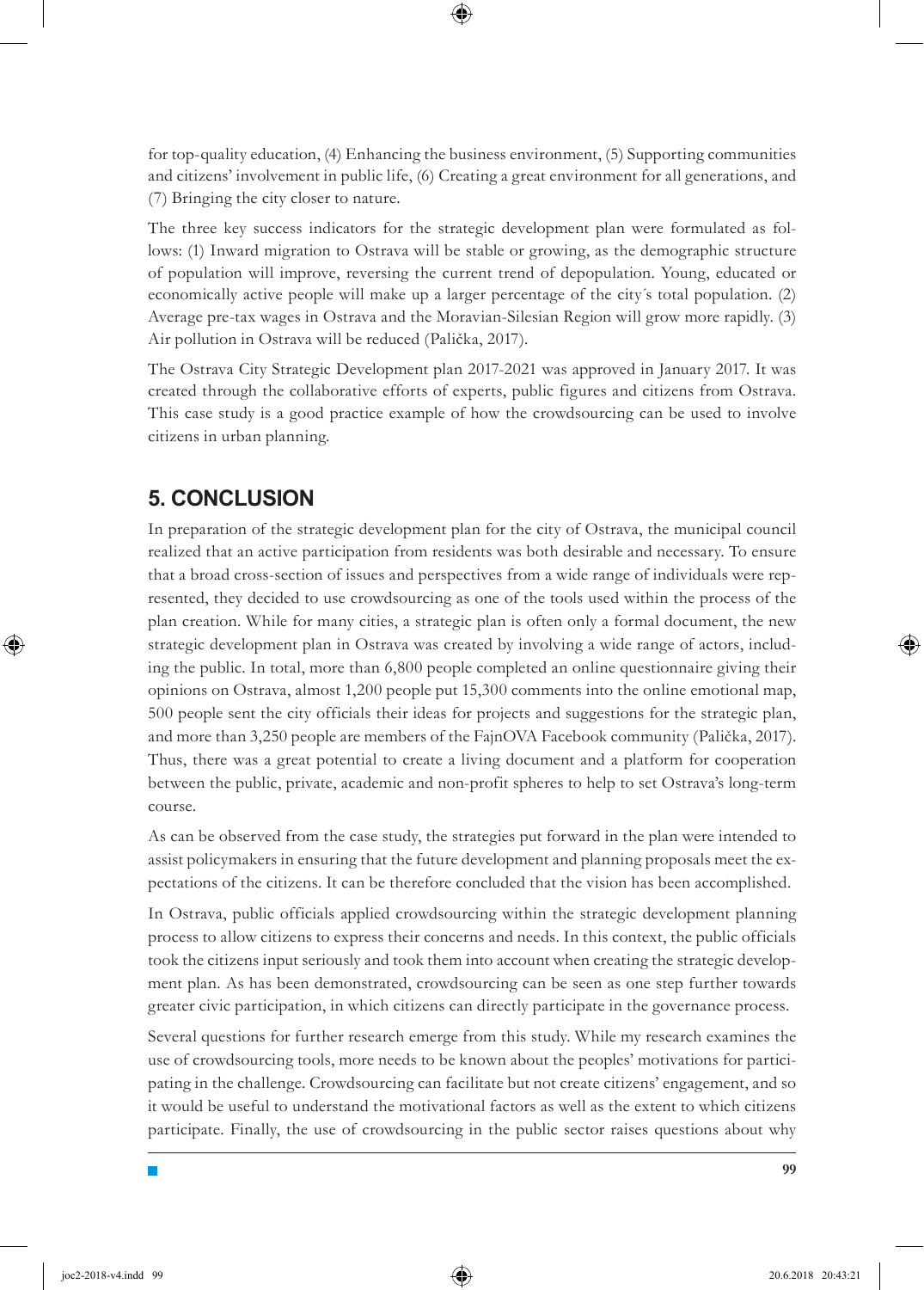for top-quality education, (4) Enhancing the business environment, (5) Supporting communities and citizens' involvement in public life, (6) Creating a great environment for all generations, and (7) Bringing the city closer to nature.

The three key success indicators for the strategic development plan were formulated as follows: (1) Inward migration to Ostrava will be stable or growing, as the demographic structure of population will improve, reversing the current trend of depopulation. Young, educated or economically active people will make up a larger percentage of the city´s total population. (2) Average pre-tax wages in Ostrava and the Moravian-Silesian Region will grow more rapidly. (3) Air pollution in Ostrava will be reduced (Palička, 2017).

The Ostrava City Strategic Development plan 2017-2021 was approved in January 2017. It was created through the collaborative efforts of experts, public figures and citizens from Ostrava. This case study is a good practice example of how the crowdsourcing can be used to involve citizens in urban planning.

## 5. CONCLUSION

In preparation of the strategic development plan for the city of Ostrava, the municipal council realized that an active participation from residents was both desirable and necessary. To ensure that a broad cross-section of issues and perspectives from a wide range of individuals were represented, they decided to use crowdsourcing as one of the tools used within the process of the plan creation. While for many cities, a strategic plan is often only a formal document, the new strategic development plan in Ostrava was created by involving a wide range of actors, including the public. In total, more than 6,800 people completed an online questionnaire giving their opinions on Ostrava, almost 1,200 people put 15,300 comments into the online emotional map, 500 people sent the city officials their ideas for projects and suggestions for the strategic plan, and more than 3,250 people are members of the FajnOVA Facebook community (Palička, 2017). Thus, there was a great potential to create a living document and a platform for cooperation between the public, private, academic and non-profit spheres to help to set Ostrava's long-term course.

As can be observed from the case study, the strategies put forward in the plan were intended to assist policymakers in ensuring that the future development and planning proposals meet the expectations of the citizens. It can be therefore concluded that the vision has been accomplished.

In Ostrava, public officials applied crowdsourcing within the strategic development planning process to allow citizens to express their concerns and needs. In this context, the public officials took the citizens input seriously and took them into account when creating the strategic development plan. As has been demonstrated, crowdsourcing can be seen as one step further towards greater civic participation, in which citizens can directly participate in the governance process.

Several questions for further research emerge from this study. While my research examines the use of crowdsourcing tools, more needs to be known about the peoples' motivations for participating in the challenge. Crowdsourcing can facilitate but not create citizens' engagement, and so it would be useful to understand the motivational factors as well as the extent to which citizens participate. Finally, the use of crowdsourcing in the public sector raises questions about why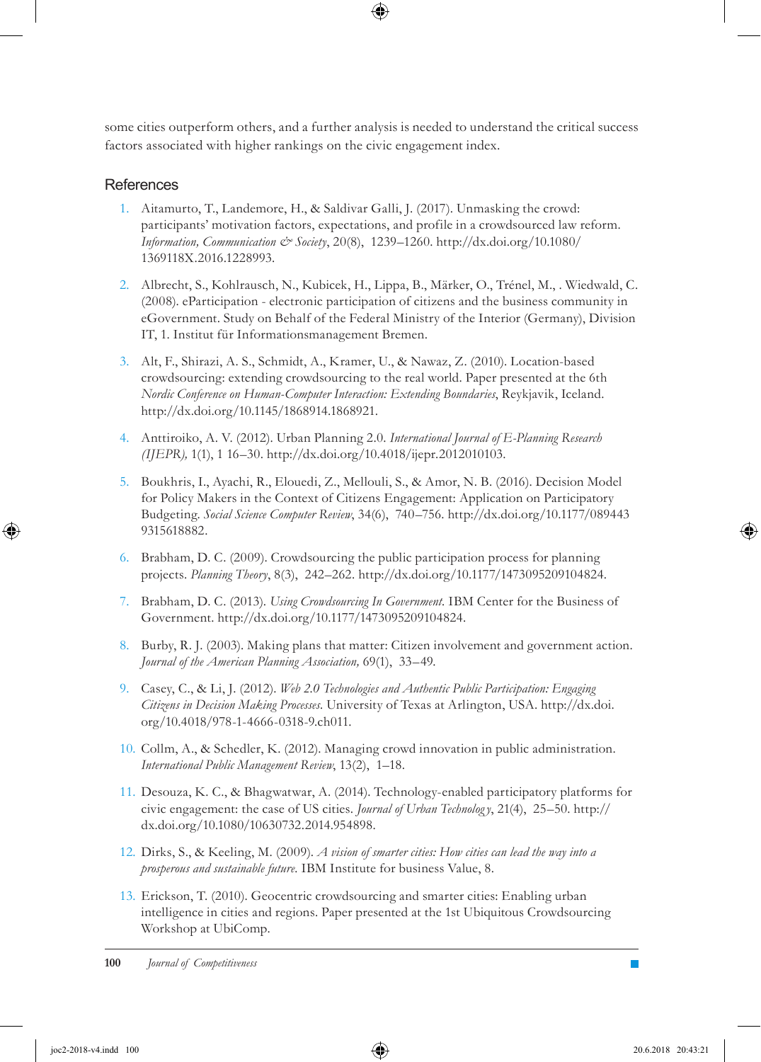some cities outperform others, and a further analysis is needed to understand the critical success factors associated with higher rankings on the civic engagement index.

## References

1. Aitamurto, T., Landemore, H., & Saldivar Galli, J. (2017). Unmasking the crowd: participants' motivation factors, expectations, and profile in a crowdsourced law reform. *Information, Communication & Society*, 20(8), 1239–1260. http://dx.doi.org/10.1080/1369118X.2016.1228993.

2. Albrecht, S., Kohlrausch, N., Kubicek, H., Lippa, B., Märker, O., Trénel, M., . Wiedwald, C. (2008). eParticipation - electronic participation of citizens and the business community in eGovernment. Study on Behalf of the Federal Ministry of the Interior (Germany), Division IT, 1. Institut für Informationsmanagement Bremen.

3. Alt, F., Shirazi, A. S., Schmidt, A., Kramer, U., & Nawaz, Z. (2010). Location-based crowdsourcing: extending crowdsourcing to the real world. Paper presented at the 6th *Nordic Conference on Human-Computer Interaction: Extending Boundaries*, Reykjavik, Iceland. http://dx.doi.org/10.1145/1868914.1868921.

4. Anttiroiko, A. V. (2012). Urban Planning 2.0. *International Journal of E-Planning Research (IJEPR),* 1(1), 1 16–30. http://dx.doi.org/10.4018/ijepr.2012010103.

5. Boukhris, I., Ayachi, R., Elouedi, Z., Mellouli, S., & Amor, N. B. (2016). Decision Model for Policy Makers in the Context of Citizens Engagement: Application on Participatory Budgeting. *Social Science Computer Review*, 34(6), 740–756. http://dx.doi.org/10.1177/0894439315618882.

6. Brabham, D. C. (2009). Crowdsourcing the public participation process for planning projects. *Planning Theory*, 8(3), 242–262. http://dx.doi.org/10.1177/1473095209104824.

7. Brabham, D. C. (2013). *Using Crowdsourcing In Government.* IBM Center for the Business of Government. http://dx.doi.org/10.1177/1473095209104824.

8. Burby, R. J. (2003). Making plans that matter: Citizen involvement and government action. *Journal of the American Planning Association,* 69(1), 33–49.

9. Casey, C., & Li, J. (2012). *Web 2.0 Technologies and Authentic Public Participation: Engaging Citizens in Decision Making Processes.* University of Texas at Arlington, USA. http://dx.doi.org/10.4018/978-1-4666-0318-9.ch011.

10. Collm, A., & Schedler, K. (2012). Managing crowd innovation in public administration. *International Public Management Review*, 13(2), 1–18.

11. Desouza, K. C., & Bhagwatwar, A. (2014). Technology-enabled participatory platforms for civic engagement: the case of US cities. *Journal of Urban Technology*, 21(4), 25–50. http://dx.doi.org/10.1080/10630732.2014.954898.

12. Dirks, S., & Keeling, M. (2009). *A vision of smarter cities: How cities can lead the way into a prosperous and sustainable future.* IBM Institute for business Value, 8.

13. Erickson, T. (2010). Geocentric crowdsourcing and smarter cities: Enabling urban intelligence in cities and regions. Paper presented at the 1st Ubiquitous Crowdsourcing Workshop at UbiComp.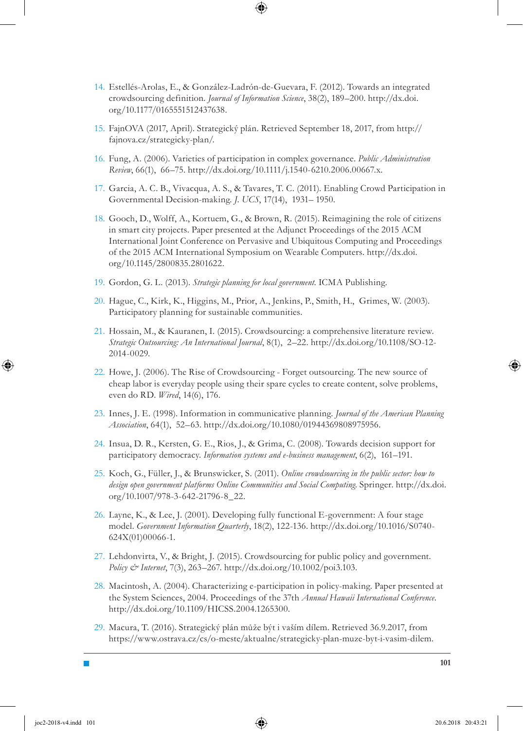14. Estellés-Arolas, E., & González-Ladrón-de-Guevara, F. (2012). Towards an integrated crowdsourcing definition. *Journal of Information Science*, 38(2), 189–200. http://dx.doi.org/10.1177/0165551512437638.

15. FajnOVA (2017, April). Strategický plán. Retrieved September 18, 2017, from http://fajnova.cz/strategicky-plan/.

16. Fung, A. (2006). Varieties of participation in complex governance. *Public Administration Review*, 66(1), 66–75. http://dx.doi.org/10.1111/j.1540-6210.2006.00667.x.

17. Garcia, A. C. B., Vivacqua, A. S., & Tavares, T. C. (2011). Enabling Crowd Participation in Governmental Decision-making. *J. UCS*, 17(14), 1931– 1950.

18. Gooch, D., Wolff, A., Kortuem, G., & Brown, R. (2015). Reimagining the role of citizens in smart city projects. Paper presented at the Adjunct Proceedings of the 2015 ACM International Joint Conference on Pervasive and Ubiquitous Computing and Proceedings of the 2015 ACM International Symposium on Wearable Computers. http://dx.doi.org/10.1145/2800835.2801622.

19. Gordon, G. L. (2013). *Strategic planning for local government*. ICMA Publishing.

20. Hague, C., Kirk, K., Higgins, M., Prior, A., Jenkins, P., Smith, H., Grimes, W. (2003). Participatory planning for sustainable communities.

21. Hossain, M., & Kauranen, I. (2015). Crowdsourcing: a comprehensive literature review. *Strategic Outsourcing: An International Journal*, 8(1), 2–22. http://dx.doi.org/10.1108/SO-12-2014-0029.

22. Howe, J. (2006). The Rise of Crowdsourcing - Forget outsourcing. The new source of cheap labor is everyday people using their spare cycles to create content, solve problems, even do RD. *Wired*, 14(6), 176.

23. Innes, J. E. (1998). Information in communicative planning. *Journal of the American Planning Association*, 64(1), 52–63. http://dx.doi.org/10.1080/01944369808975956.

24. Insua, D. R., Kersten, G. E., Rios, J., & Grima, C. (2008). Towards decision support for participatory democracy. *Information systems and e-business management*, 6(2), 161–191.

25. Koch, G., Füller, J., & Brunswicker, S. (2011). *Online crowdsourcing in the public sector: how to design open government platforms Online Communities and Social Computing*. Springer. http://dx.doi.org/10.1007/978-3-642-21796-8_22.

26. Layne, K., & Lee, J. (2001). Developing fully functional E-government: A four stage model. *Government Information Quarterly*, 18(2), 122-136. http://dx.doi.org/10.1016/S0740-624X(01)00066-1.

27. Lehdonvirta, V., & Bright, J. (2015). Crowdsourcing for public policy and government. *Policy & Internet*, 7(3), 263–267. http://dx.doi.org/10.1002/poi3.103.

28. Macintosh, A. (2004). Characterizing e-participation in policy-making. Paper presented at the System Sciences, 2004. Proceedings of the 37th *Annual Hawaii International Conference*. http://dx.doi.org/10.1109/HICSS.2004.1265300.

29. Macura, T. (2016). Strategický plán může být i vaším dílem. Retrieved 36.9.2017, from https://www.ostrava.cz/cs/o-meste/aktualne/strategicky-plan-muze-byt-i-vasim-dilem.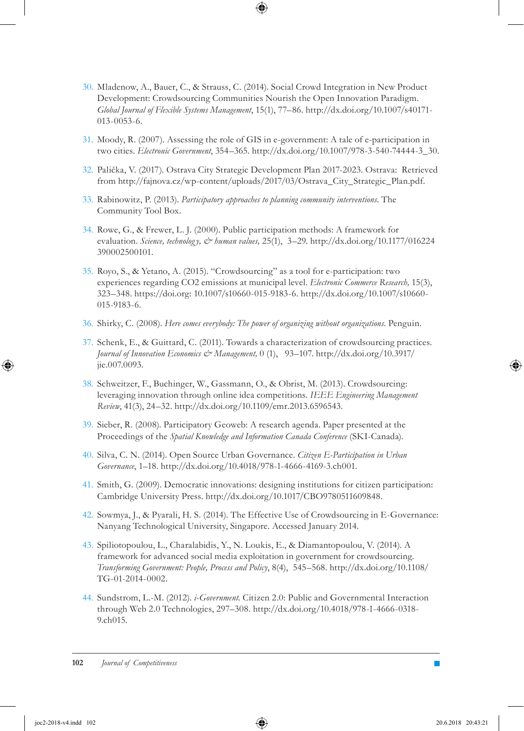30. Mladenow, A., Bauer, C., & Strauss, C. (2014). Social Crowd Integration in New Product Development: Crowdsourcing Communities Nourish the Open Innovation Paradigm. *Global Journal of Flexible Systems Management*, 15(1), 77–86. http://dx.doi.org/10.1007/s40171-013-0053-6.

31. Moody, R. (2007). Assessing the role of GIS in e-government: A tale of e-participation in two cities. *Electronic Government*, 354–365. http://dx.doi.org/10.1007/978-3-540-74444-3_30.

32. Palička, V. (2017). Ostrava City Strategic Development Plan 2017-2023. Ostrava: Retrieved from http://fajnova.cz/wp-content/uploads/2017/03/Ostrava_City_Strategic_Plan.pdf.

33. Rabinowitz, P. (2013). *Participatory approaches to planning community interventions.* The Community Tool Box.

34. Rowe, G., & Frewer, L. J. (2000). Public participation methods: A framework for evaluation. *Science, technology, & human values,* 25(1), 3–29. http://dx.doi.org/10.1177/016224390002500101.

35. Royo, S., & Yetano, A. (2015). "Crowdsourcing" as a tool for e-participation: two experiences regarding CO2 emissions at municipal level. *Electronic Commerce Research,* 15(3), 323–348. https://doi.org: 10.1007/s10660-015-9183-6. http://dx.doi.org/10.1007/s10660-015-9183-6.

36. Shirky, C. (2008). *Here comes everybody: The power of organizing without organizations.* Penguin.

37. Schenk, E., & Guittard, C. (2011). Towards a characterization of crowdsourcing practices. *Journal of Innovation Economics & Management,* 0 (1), 93–107. http://dx.doi.org/10.3917/jie.007.0093.

38. Schweitzer, F., Buchinger, W., Gassmann, O., & Obrist, M. (2013). Crowdsourcing: leveraging innovation through online idea competitions. *IEEE Engineering Management Review*, 41(3), 24–32. http://dx.doi.org/10.1109/emr.2013.6596543.

39. Sieber, R. (2008). Participatory Geoweb: A research agenda. Paper presented at the Proceedings of the *Spatial Knowledge and Information Canada Conference* (SKI-Canada).

40. Silva, C. N. (2014). Open Source Urban Governance. *Citizen E-Participation in Urban Governance*, 1–18. http://dx.doi.org/10.4018/978-1-4666-4169-3.ch001.

41. Smith, G. (2009). Democratic innovations: designing institutions for citizen participation: Cambridge University Press. http://dx.doi.org/10.1017/CBO9780511609848.

42. Sowmya, J., & Pyarali, H. S. (2014). The Effective Use of Crowdsourcing in E-Governance: Nanyang Technological University, Singapore. Accessed January 2014.

43. Spiliotopoulou, L., Charalabidis, Y., N. Loukis, E., & Diamantopoulou, V. (2014). A framework for advanced social media exploitation in government for crowdsourcing. *Transforming Government: People, Process and Policy*, 8(4), 545–568. http://dx.doi.org/10.1108/TG-01-2014-0002.

44. Sundstrom, L.-M. (2012). *i-Government.* Citizen 2.0: Public and Governmental Interaction through Web 2.0 Technologies, 297–308. http://dx.doi.org/10.4018/978-1-4666-0318-9.ch015.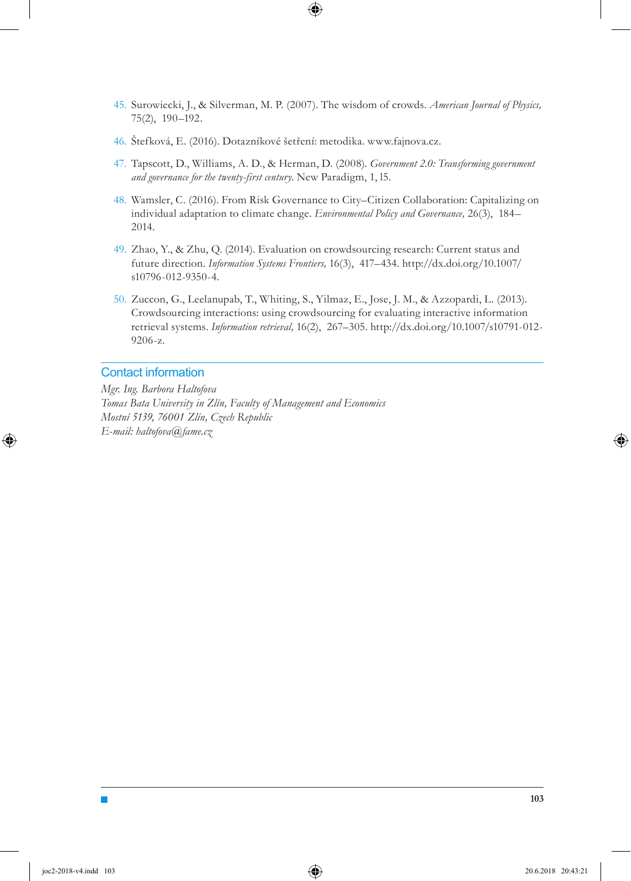45. Surowiecki, J., & Silverman, M. P. (2007). The wisdom of crowds. *American Journal of Physics,* 75(2), 190–192.

46. Štefková, E. (2016). Dotazníkové šetření: metodika. www.fajnova.cz.

47. Tapscott, D., Williams, A. D., & Herman, D. (2008). *Government 2.0: Transforming government and governance for the twenty-first century.* New Paradigm, 1, 15.

48. Wamsler, C. (2016). From Risk Governance to City–Citizen Collaboration: Capitalizing on individual adaptation to climate change. *Environmental Policy and Governance,* 26(3), 184–2014.

49. Zhao, Y., & Zhu, Q. (2014). Evaluation on crowdsourcing research: Current status and future direction. *Information Systems Frontiers,* 16(3), 417–434. http://dx.doi.org/10.1007/s10796-012-9350-4.

50. Zuccon, G., Leelanupab, T., Whiting, S., Yilmaz, E., Jose, J. M., & Azzopardi, L. (2013). Crowdsourcing interactions: using crowdsourcing for evaluating interactive information retrieval systems. *Information retrieval,* 16(2), 267–305. http://dx.doi.org/10.1007/s10791-012-9206-z.

## Contact information

*Mgr. Ing. Barbora Haltofova*
*Tomas Bata University in Zlín, Faculty of Management and Economics*
*Mostní 5139, 76001 Zlín, Czech Republic*
*E-mail: haltofova@fame.cz*